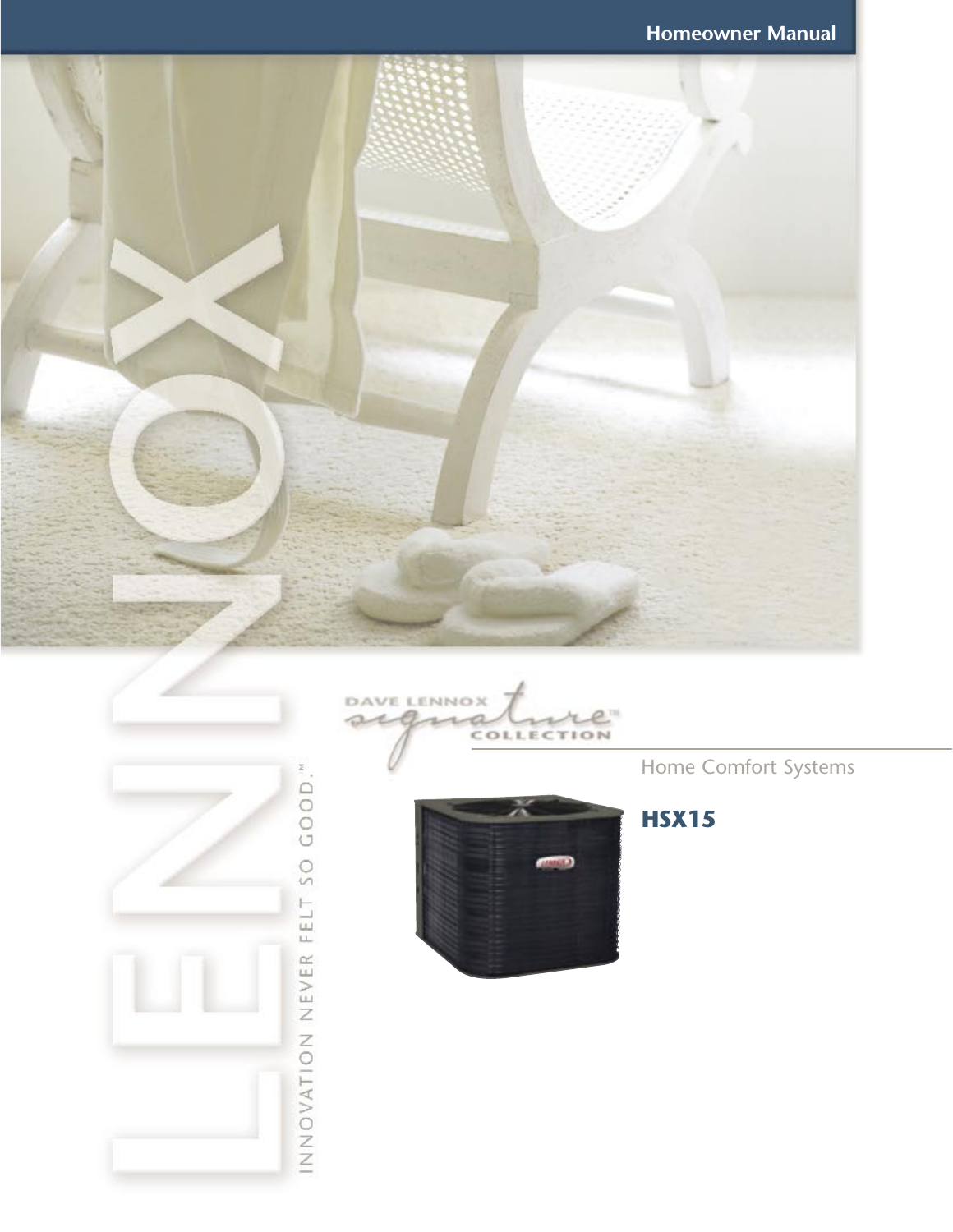# Homeowner Manual

LENNOX

INNOVATION NEVER FELT SO GOOD.™

DAVE LENNOX signature™ COLLECTION

Home Comfort Systems

## HSX15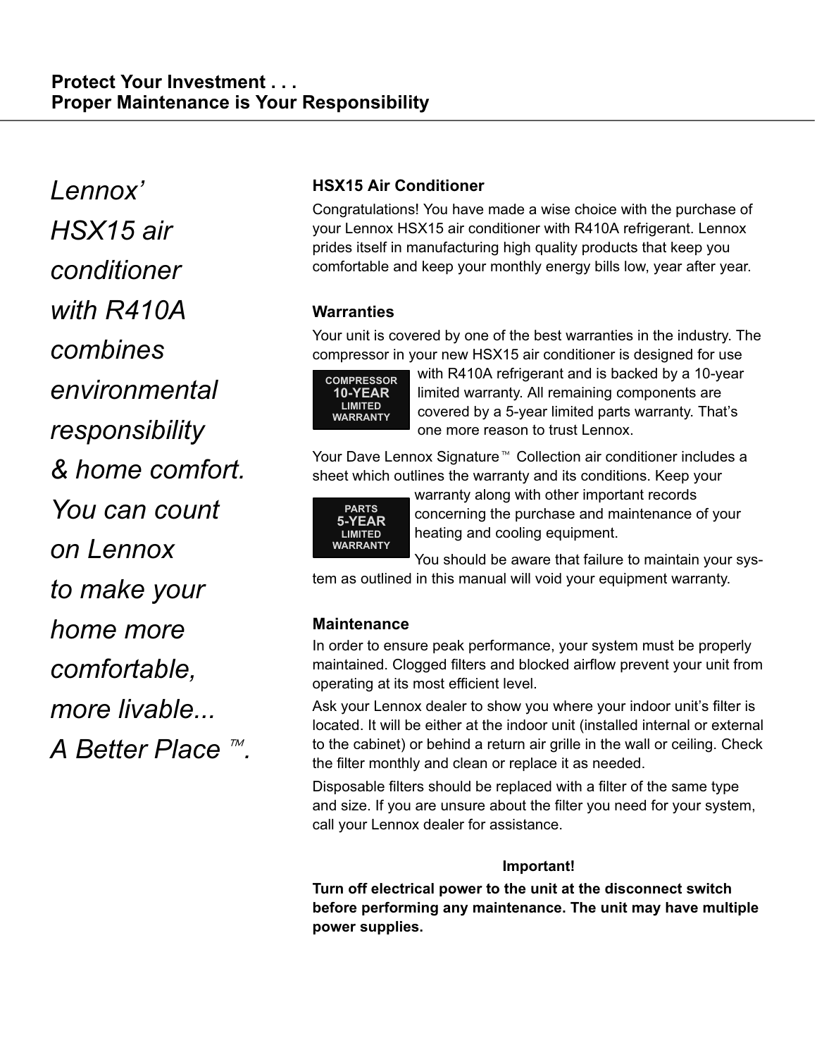## Protect Your Investment . . .
## Proper Maintenance is Your Responsibility

*Lennox' HSX15 air conditioner with R410A combines environmental responsibility & home comfort. You can count on Lennox to make your home more comfortable, more livable... A Better Place ™.*

### HSX15 Air Conditioner

Congratulations! You have made a wise choice with the purchase of your Lennox HSX15 air conditioner with R410A refrigerant. Lennox prides itself in manufacturing high quality products that keep you comfortable and keep your monthly energy bills low, year after year.

### Warranties

Your unit is covered by one of the best warranties in the industry. The compressor in your new HSX15 air conditioner is designed for use with R410A refrigerant and is backed by a 10-year limited warranty. All remaining components are covered by a 5-year limited parts warranty. That's one more reason to trust Lennox.

**COMPRESSOR 10-YEAR LIMITED WARRANTY**

Your Dave Lennox Signature™ Collection air conditioner includes a sheet which outlines the warranty and its conditions. Keep your warranty along with other important records concerning the purchase and maintenance of your heating and cooling equipment.

**PARTS 5-YEAR LIMITED WARRANTY**

You should be aware that failure to maintain your system as outlined in this manual will void your equipment warranty.

### Maintenance

In order to ensure peak performance, your system must be properly maintained. Clogged filters and blocked airflow prevent your unit from operating at its most efficient level.

Ask your Lennox dealer to show you where your indoor unit's filter is located. It will be either at the indoor unit (installed internal or external to the cabinet) or behind a return air grille in the wall or ceiling. Check the filter monthly and clean or replace it as needed.

Disposable filters should be replaced with a filter of the same type and size. If you are unsure about the filter you need for your system, call your Lennox dealer for assistance.

**Important!**

**Turn off electrical power to the unit at the disconnect switch before performing any maintenance. The unit may have multiple power supplies.**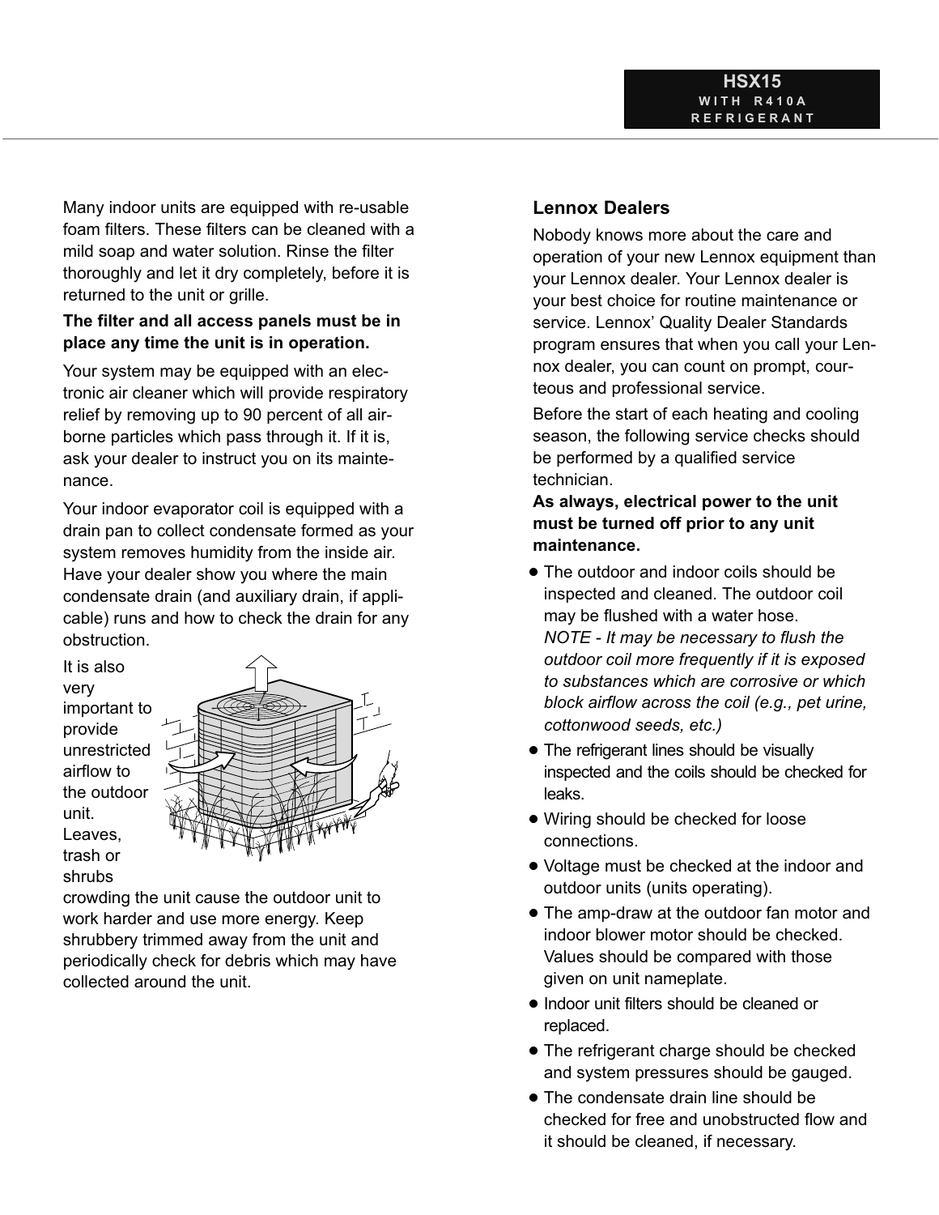Many indoor units are equipped with re-usable foam filters. These filters can be cleaned with a mild soap and water solution. Rinse the filter thoroughly and let it dry completely, before it is returned to the unit or grille.

**The filter and all access panels must be in place any time the unit is in operation.**

Your system may be equipped with an electronic air cleaner which will provide respiratory relief by removing up to 90 percent of all airborne particles which pass through it. If it is, ask your dealer to instruct you on its maintenance.

Your indoor evaporator coil is equipped with a drain pan to collect condensate formed as your system removes humidity from the inside air. Have your dealer show you where the main condensate drain (and auxiliary drain, if applicable) runs and how to check the drain for any obstruction.

It is also very important to provide unrestricted airflow to the outdoor unit. Leaves, trash or shrubs crowding the unit cause the outdoor unit to work harder and use more energy. Keep shrubbery trimmed away from the unit and periodically check for debris which may have collected around the unit.

### Lennox Dealers

Nobody knows more about the care and operation of your new Lennox equipment than your Lennox dealer. Your Lennox dealer is your best choice for routine maintenance or service. Lennox' Quality Dealer Standards program ensures that when you call your Lennox dealer, you can count on prompt, courteous and professional service.

Before the start of each heating and cooling season, the following service checks should be performed by a qualified service technician.

**As always, electrical power to the unit must be turned off prior to any unit maintenance.**

- The outdoor and indoor coils should be inspected and cleaned. The outdoor coil may be flushed with a water hose.
  *NOTE - It may be necessary to flush the outdoor coil more frequently if it is exposed to substances which are corrosive or which block airflow across the coil (e.g., pet urine, cottonwood seeds, etc.)*
- The refrigerant lines should be visually inspected and the coils should be checked for leaks.
- Wiring should be checked for loose connections.
- Voltage must be checked at the indoor and outdoor units (units operating).
- The amp-draw at the outdoor fan motor and indoor blower motor should be checked. Values should be compared with those given on unit nameplate.
- Indoor unit filters should be cleaned or replaced.
- The refrigerant charge should be checked and system pressures should be gauged.
- The condensate drain line should be checked for free and unobstructed flow and it should be cleaned, if necessary.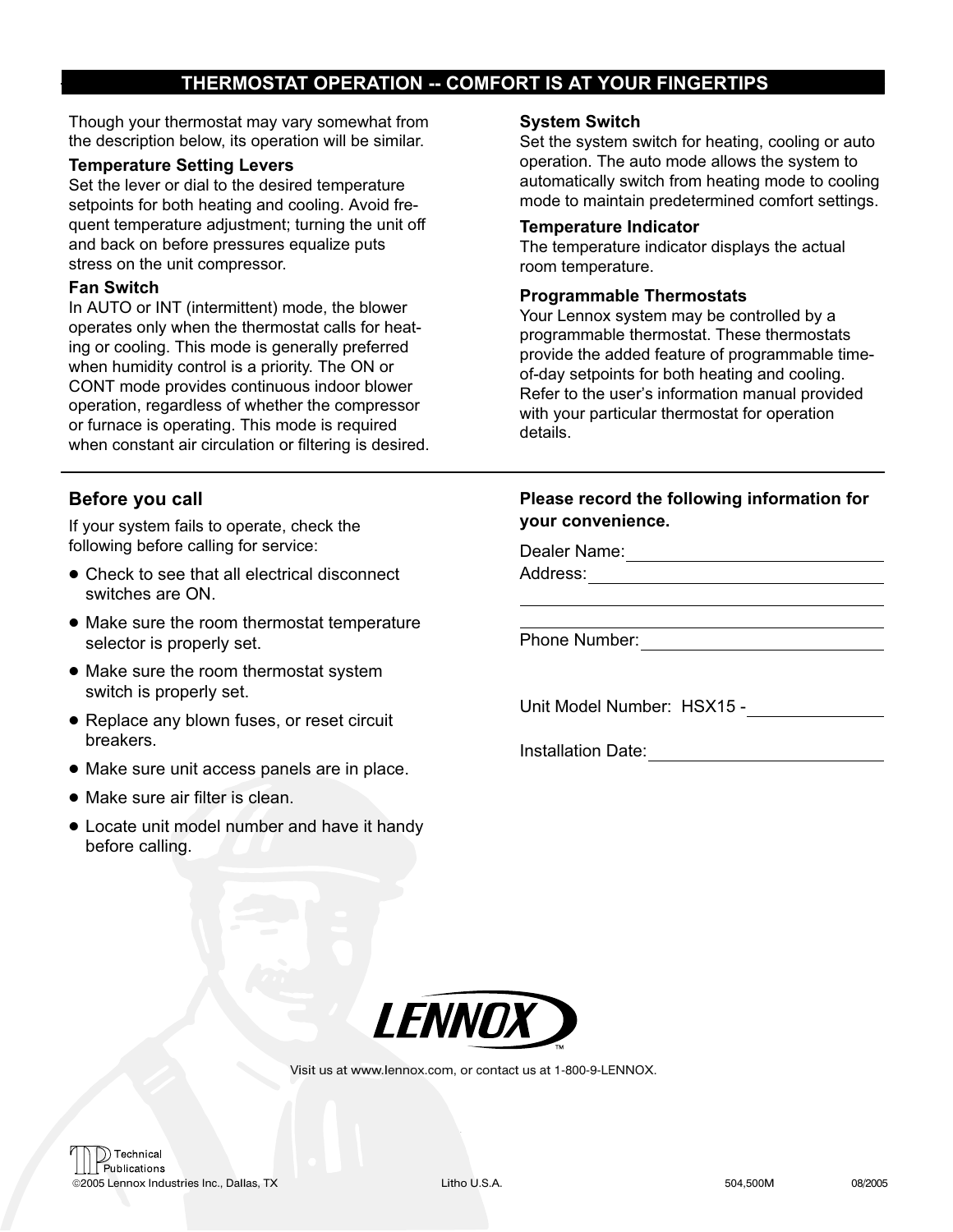## THERMOSTAT OPERATION -- COMFORT IS AT YOUR FINGERTIPS

Though your thermostat may vary somewhat from the description below, its operation will be similar.

**Temperature Setting Levers**

Set the lever or dial to the desired temperature setpoints for both heating and cooling. Avoid frequent temperature adjustment; turning the unit off and back on before pressures equalize puts stress on the unit compressor.

**Fan Switch**

In AUTO or INT (intermittent) mode, the blower operates only when the thermostat calls for heating or cooling. This mode is generally preferred when humidity control is a priority. The ON or CONT mode provides continuous indoor blower operation, regardless of whether the compressor or furnace is operating. This mode is required when constant air circulation or filtering is desired.

**System Switch**

Set the system switch for heating, cooling or auto operation. The auto mode allows the system to automatically switch from heating mode to cooling mode to maintain predetermined comfort settings.

**Temperature Indicator**

The temperature indicator displays the actual room temperature.

**Programmable Thermostats**

Your Lennox system may be controlled by a programmable thermostat. These thermostats provide the added feature of programmable time-of-day setpoints for both heating and cooling. Refer to the user's information manual provided with your particular thermostat for operation details.

### Before you call

If your system fails to operate, check the following before calling for service:

- Check to see that all electrical disconnect switches are ON.
- Make sure the room thermostat temperature selector is properly set.
- Make sure the room thermostat system switch is properly set.
- Replace any blown fuses, or reset circuit breakers.
- Make sure unit access panels are in place.
- Make sure air filter is clean.
- Locate unit model number and have it handy before calling.

**Please record the following information for your convenience.**

Dealer Name: ____________________

Address: ____________________

____________________

____________________

Phone Number: ____________________

Unit Model Number: HSX15 - ____________

Installation Date: ____________________

LENNOX™

Visit us at www.lennox.com, or contact us at 1-800-9-LENNOX.

Technical Publications

©2005 Lennox Industries Inc., Dallas, TX Litho U.S.A. 504,500M 08/2005